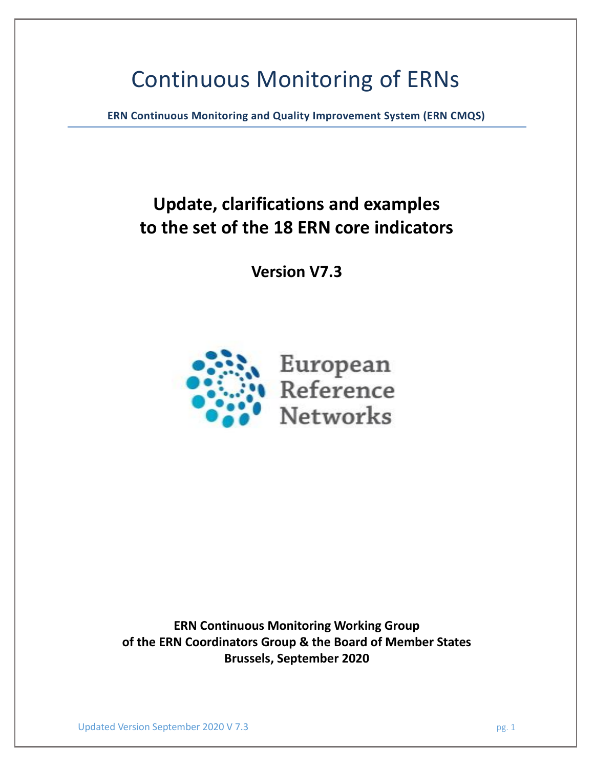# Continuous Monitoring of ERNs

**ERN Continuous Monitoring and Quality Improvement System (ERN CMQS)**

## Update, clarifications and examples to the set of the 18 ERN core indicators

### Version V7.3

European Reference Networks

**ERN Continuous Monitoring Working Group**
**of the ERN Coordinators Group & the Board of Member States**
**Brussels, September 2020**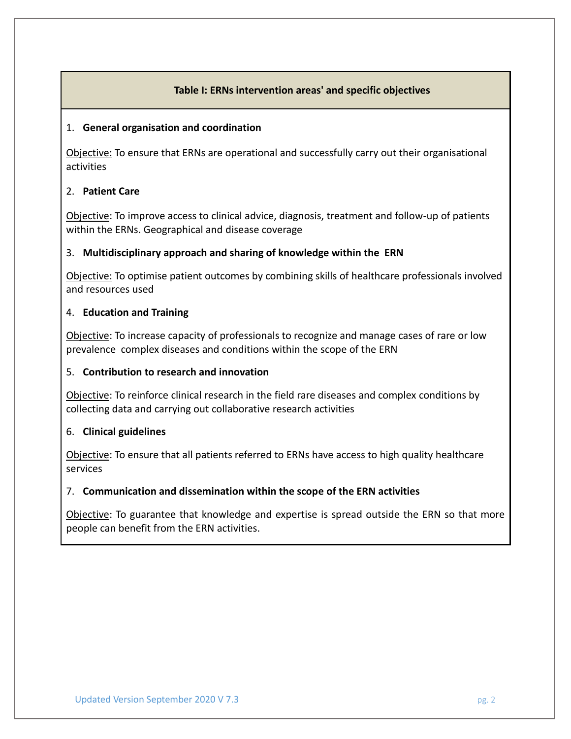**Table I: ERNs intervention areas' and specific objectives**

1. **General organisation and coordination**

Objective: To ensure that ERNs are operational and successfully carry out their organisational activities

2. **Patient Care**

Objective: To improve access to clinical advice, diagnosis, treatment and follow-up of patients within the ERNs. Geographical and disease coverage

3. **Multidisciplinary approach and sharing of knowledge within the ERN**

Objective: To optimise patient outcomes by combining skills of healthcare professionals involved and resources used

4. **Education and Training**

Objective: To increase capacity of professionals to recognize and manage cases of rare or low prevalence complex diseases and conditions within the scope of the ERN

5. **Contribution to research and innovation**

Objective: To reinforce clinical research in the field rare diseases and complex conditions by collecting data and carrying out collaborative research activities

6. **Clinical guidelines**

Objective: To ensure that all patients referred to ERNs have access to high quality healthcare services

7. **Communication and dissemination within the scope of the ERN activities**

Objective: To guarantee that knowledge and expertise is spread outside the ERN so that more people can benefit from the ERN activities.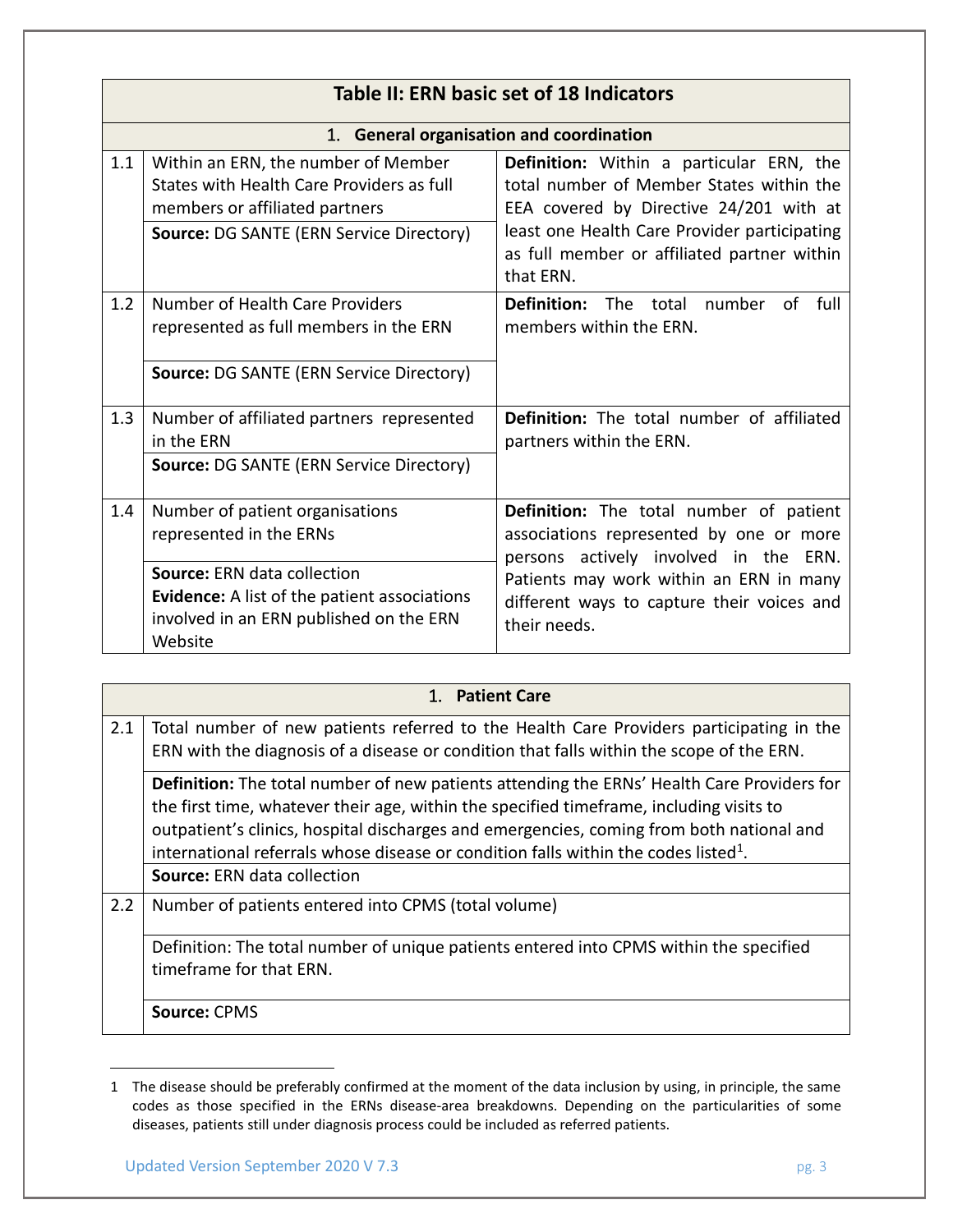## Table II: ERN basic set of 18 Indicators

### 1. General organisation and coordination

| No. | Indicator | Definition |
|---|---|---|
| 1.1 | Within an ERN, the number of Member States with Health Care Providers as full members or affiliated partners<br>**Source:** DG SANTE (ERN Service Directory) | **Definition:** Within a particular ERN, the total number of Member States within the EEA covered by Directive 24/201 with at least one Health Care Provider participating as full member or affiliated partner within that ERN. |
| 1.2 | Number of Health Care Providers represented as full members in the ERN<br>**Source:** DG SANTE (ERN Service Directory) | **Definition:** The total number of full members within the ERN. |
| 1.3 | Number of affiliated partners represented in the ERN<br>**Source:** DG SANTE (ERN Service Directory) | **Definition:** The total number of affiliated partners within the ERN. |
| 1.4 | Number of patient organisations represented in the ERNs<br>**Source:** ERN data collection<br>**Evidence:** A list of the patient associations involved in an ERN published on the ERN Website | **Definition:** The total number of patient associations represented by one or more persons actively involved in the ERN. Patients may work within an ERN in many different ways to capture their voices and their needs. |

### 1. Patient Care

| No. | Indicator |
|---|---|
| 2.1 | Total number of new patients referred to the Health Care Providers participating in the ERN with the diagnosis of a disease or condition that falls within the scope of the ERN. |
| | **Definition:** The total number of new patients attending the ERNs' Health Care Providers for the first time, whatever their age, within the specified timeframe, including visits to outpatient's clinics, hospital discharges and emergencies, coming from both national and international referrals whose disease or condition falls within the codes listed[1]. |
| | **Source:** ERN data collection |
| 2.2 | Number of patients entered into CPMS (total volume) |
| | Definition: The total number of unique patients entered into CPMS within the specified timeframe for that ERN. |
| | **Source:** CPMS |

1 The disease should be preferably confirmed at the moment of the data inclusion by using, in principle, the same codes as those specified in the ERNs disease-area breakdowns. Depending on the particularities of some diseases, patients still under diagnosis process could be included as referred patients.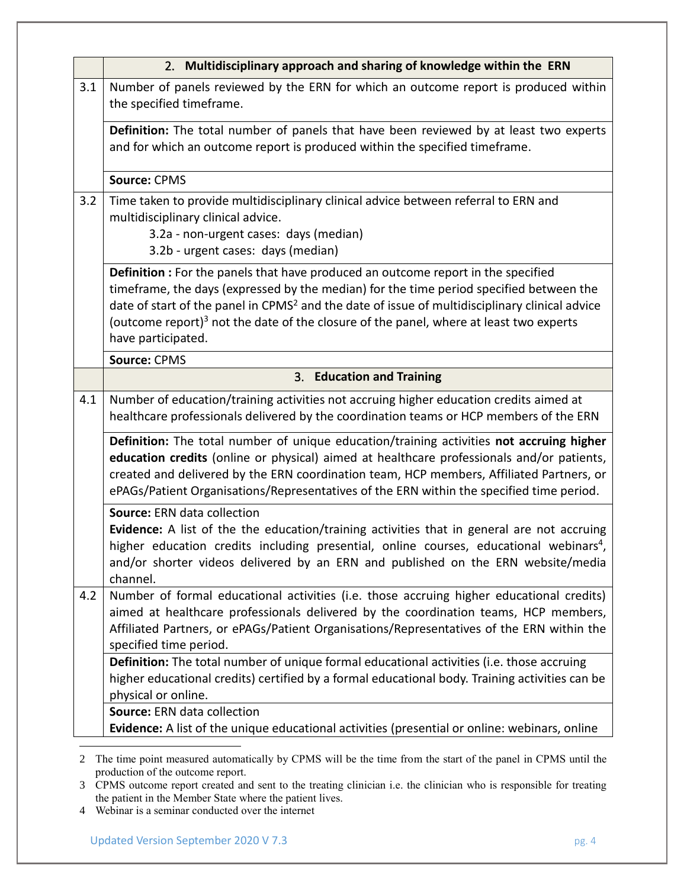| | 2. **Multidisciplinary approach and sharing of knowledge within the ERN** |
|---|---|
| 3.1 | Number of panels reviewed by the ERN for which an outcome report is produced within the specified timeframe. |
| | **Definition:** The total number of panels that have been reviewed by at least two experts and for which an outcome report is produced within the specified timeframe. |
| | **Source:** CPMS |
| 3.2 | Time taken to provide multidisciplinary clinical advice between referral to ERN and multidisciplinary clinical advice.<br>3.2a - non-urgent cases: days (median)<br>3.2b - urgent cases: days (median) |
| | **Definition :** For the panels that have produced an outcome report in the specified timeframe, the days (expressed by the median) for the time period specified between the date of start of the panel in CPMS[2] and the date of issue of multidisciplinary clinical advice (outcome report)[3] not the date of the closure of the panel, where at least two experts have participated. |
| | **Source:** CPMS |
| | 3. **Education and Training** |
| 4.1 | Number of education/training activities not accruing higher education credits aimed at healthcare professionals delivered by the coordination teams or HCP members of the ERN |
| | **Definition:** The total number of unique education/training activities **not accruing higher education credits** (online or physical) aimed at healthcare professionals and/or patients, created and delivered by the ERN coordination team, HCP members, Affiliated Partners, or ePAGs/Patient Organisations/Representatives of the ERN within the specified time period. |
| | **Source:** ERN data collection<br>**Evidence:** A list of the the education/training activities that in general are not accruing higher education credits including presential, online courses, educational webinars[4], and/or shorter videos delivered by an ERN and published on the ERN website/media channel. |
| 4.2 | Number of formal educational activities (i.e. those accruing higher educational credits) aimed at healthcare professionals delivered by the coordination teams, HCP members, Affiliated Partners, or ePAGs/Patient Organisations/Representatives of the ERN within the specified time period. |
| | **Definition:** The total number of unique formal educational activities (i.e. those accruing higher educational credits) certified by a formal educational body. Training activities can be physical or online. |
| | **Source:** ERN data collection<br>**Evidence:** A list of the unique educational activities (presential or online: webinars, online |

2 The time point measured automatically by CPMS will be the time from the start of the panel in CPMS until the production of the outcome report.

3 CPMS outcome report created and sent to the treating clinician i.e. the clinician who is responsible for treating the patient in the Member State where the patient lives.

4 Webinar is a seminar conducted over the internet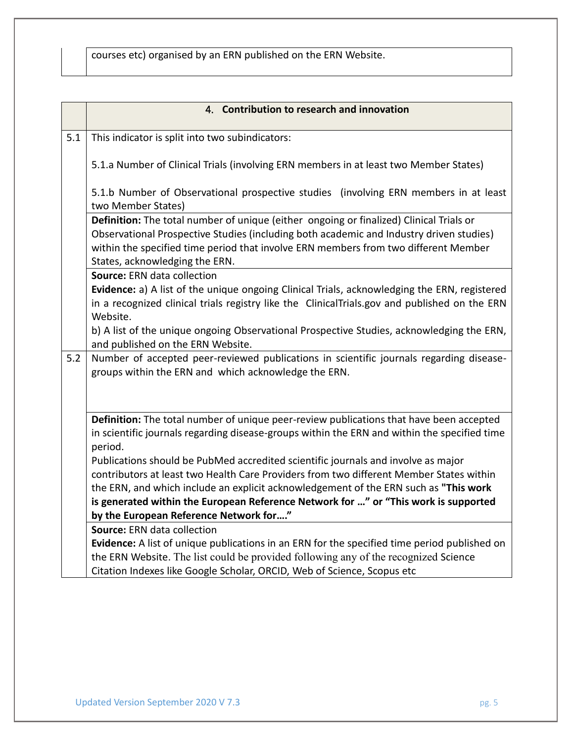| | courses etc) organised by an ERN published on the ERN Website. |
|---|---|

| | 4. **Contribution to research and innovation** |
|---|---|
| 5.1 | This indicator is split into two subindicators:<br><br>5.1.a Number of Clinical Trials (involving ERN members in at least two Member States)<br><br>5.1.b Number of Observational prospective studies (involving ERN members in at least two Member States) |
| | **Definition:** The total number of unique (either ongoing or finalized) Clinical Trials or Observational Prospective Studies (including both academic and Industry driven studies) within the specified time period that involve ERN members from two different Member States, acknowledging the ERN. |
| | **Source:** ERN data collection<br>**Evidence:** a) A list of the unique ongoing Clinical Trials, acknowledging the ERN, registered in a recognized clinical trials registry like the ClinicalTrials.gov and published on the ERN Website.<br>b) A list of the unique ongoing Observational Prospective Studies, acknowledging the ERN, and published on the ERN Website. |
| 5.2 | Number of accepted peer-reviewed publications in scientific journals regarding disease-groups within the ERN and which acknowledge the ERN. |
| | **Definition:** The total number of unique peer-review publications that have been accepted in scientific journals regarding disease-groups within the ERN and within the specified time period.<br>Publications should be PubMed accredited scientific journals and involve as major contributors at least two Health Care Providers from two different Member States within the ERN, and which include an explicit acknowledgement of the ERN such as **"This work is generated within the European Reference Network for …" or "This work is supported by the European Reference Network for…."** |
| | **Source:** ERN data collection<br>**Evidence:** A list of unique publications in an ERN for the specified time period published on the ERN Website. The list could be provided following any of the recognized Science Citation Indexes like Google Scholar, ORCID, Web of Science, Scopus etc |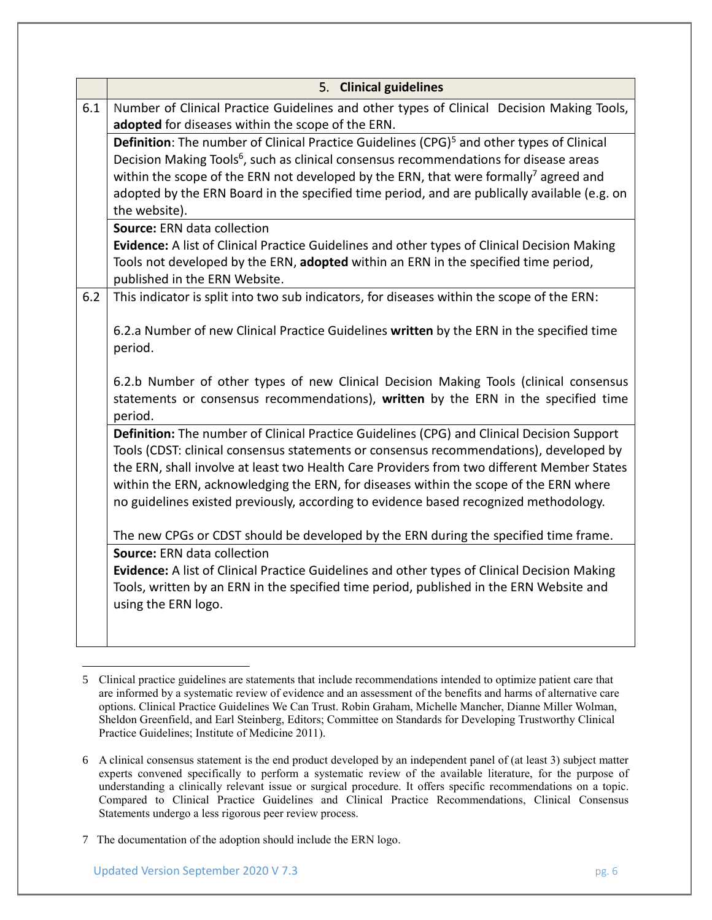| | 5. **Clinical guidelines** |
|---|---|
| 6.1 | Number of Clinical Practice Guidelines and other types of Clinical Decision Making Tools, **adopted** for diseases within the scope of the ERN. |
| | **Definition**: The number of Clinical Practice Guidelines (CPG)[5] and other types of Clinical Decision Making Tools[6], such as clinical consensus recommendations for disease areas within the scope of the ERN not developed by the ERN, that were formally[7] agreed and adopted by the ERN Board in the specified time period, and are publically available (e.g. on the website). |
| | **Source:** ERN data collection<br>**Evidence:** A list of Clinical Practice Guidelines and other types of Clinical Decision Making Tools not developed by the ERN, **adopted** within an ERN in the specified time period, published in the ERN Website. |
| 6.2 | This indicator is split into two sub indicators, for diseases within the scope of the ERN:<br><br>6.2.a Number of new Clinical Practice Guidelines **written** by the ERN in the specified time period.<br><br>6.2.b Number of other types of new Clinical Decision Making Tools (clinical consensus statements or consensus recommendations), **written** by the ERN in the specified time period. |
| | **Definition:** The number of Clinical Practice Guidelines (CPG) and Clinical Decision Support Tools (CDST: clinical consensus statements or consensus recommendations), developed by the ERN, shall involve at least two Health Care Providers from two different Member States within the ERN, acknowledging the ERN, for diseases within the scope of the ERN where no guidelines existed previously, according to evidence based recognized methodology.<br><br>The new CPGs or CDST should be developed by the ERN during the specified time frame. |
| | **Source:** ERN data collection<br>**Evidence:** A list of Clinical Practice Guidelines and other types of Clinical Decision Making Tools, written by an ERN in the specified time period, published in the ERN Website and using the ERN logo. |

5 Clinical practice guidelines are statements that include recommendations intended to optimize patient care that are informed by a systematic review of evidence and an assessment of the benefits and harms of alternative care options. Clinical Practice Guidelines We Can Trust. Robin Graham, Michelle Mancher, Dianne Miller Wolman, Sheldon Greenfield, and Earl Steinberg, Editors; Committee on Standards for Developing Trustworthy Clinical Practice Guidelines; Institute of Medicine 2011).

6 A clinical consensus statement is the end product developed by an independent panel of (at least 3) subject matter experts convened specifically to perform a systematic review of the available literature, for the purpose of understanding a clinically relevant issue or surgical procedure. It offers specific recommendations on a topic. Compared to Clinical Practice Guidelines and Clinical Practice Recommendations, Clinical Consensus Statements undergo a less rigorous peer review process.

7 The documentation of the adoption should include the ERN logo.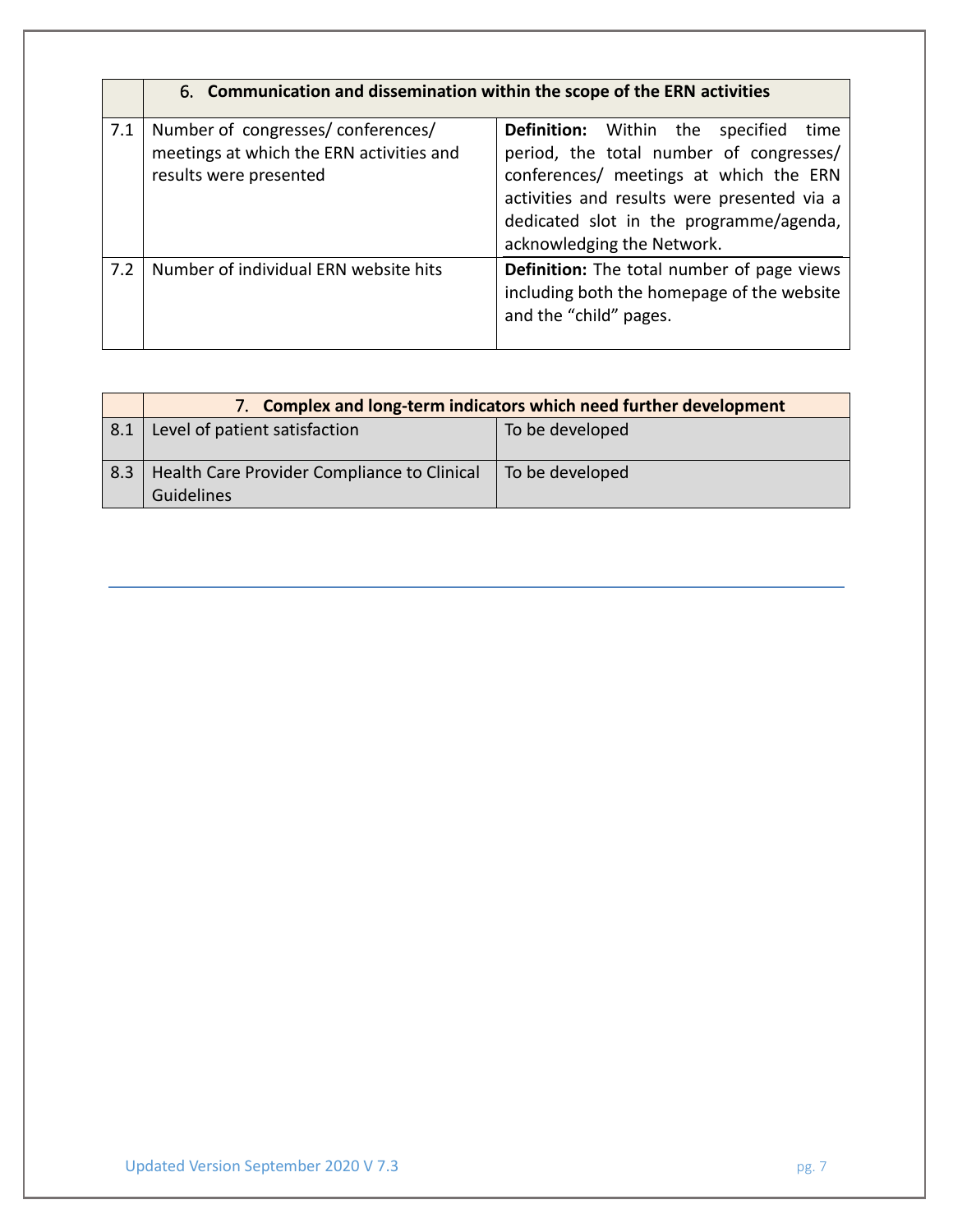| | 6. **Communication and dissemination within the scope of the ERN activities** | |
|---|---|---|
| 7.1 | Number of congresses/ conferences/ meetings at which the ERN activities and results were presented | **Definition:** Within the specified time period, the total number of congresses/ conferences/ meetings at which the ERN activities and results were presented via a dedicated slot in the programme/agenda, acknowledging the Network. |
| 7.2 | Number of individual ERN website hits | **Definition:** The total number of page views including both the homepage of the website and the "child" pages. |

| | 7. **Complex and long-term indicators which need further development** | |
|---|---|---|
| 8.1 | Level of patient satisfaction | To be developed |
| 8.3 | Health Care Provider Compliance to Clinical Guidelines | To be developed |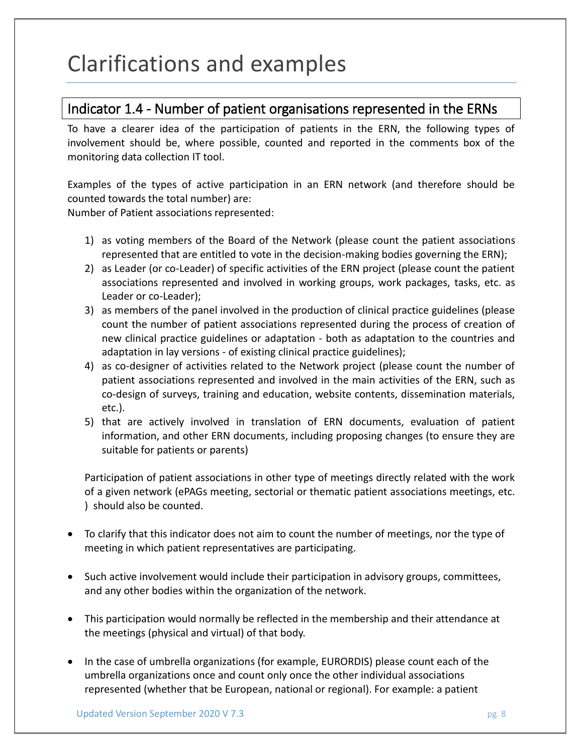# Clarifications and examples

## Indicator 1.4 - Number of patient organisations represented in the ERNs

To have a clearer idea of the participation of patients in the ERN, the following types of involvement should be, where possible, counted and reported in the comments box of the monitoring data collection IT tool.

Examples of the types of active participation in an ERN network (and therefore should be counted towards the total number) are:
Number of Patient associations represented:

1) as voting members of the Board of the Network (please count the patient associations represented that are entitled to vote in the decision-making bodies governing the ERN);
2) as Leader (or co-Leader) of specific activities of the ERN project (please count the patient associations represented and involved in working groups, work packages, tasks, etc. as Leader or co-Leader);
3) as members of the panel involved in the production of clinical practice guidelines (please count the number of patient associations represented during the process of creation of new clinical practice guidelines or adaptation - both as adaptation to the countries and adaptation in lay versions - of existing clinical practice guidelines);
4) as co-designer of activities related to the Network project (please count the number of patient associations represented and involved in the main activities of the ERN, such as co-design of surveys, training and education, website contents, dissemination materials, etc.).
5) that are actively involved in translation of ERN documents, evaluation of patient information, and other ERN documents, including proposing changes (to ensure they are suitable for patients or parents)

Participation of patient associations in other type of meetings directly related with the work of a given network (ePAGs meeting, sectorial or thematic patient associations meetings, etc. ) should also be counted.

- To clarify that this indicator does not aim to count the number of meetings, nor the type of meeting in which patient representatives are participating.
- Such active involvement would include their participation in advisory groups, committees, and any other bodies within the organization of the network.
- This participation would normally be reflected in the membership and their attendance at the meetings (physical and virtual) of that body.
- In the case of umbrella organizations (for example, EURORDIS) please count each of the umbrella organizations once and count only once the other individual associations represented (whether that be European, national or regional). For example: a patient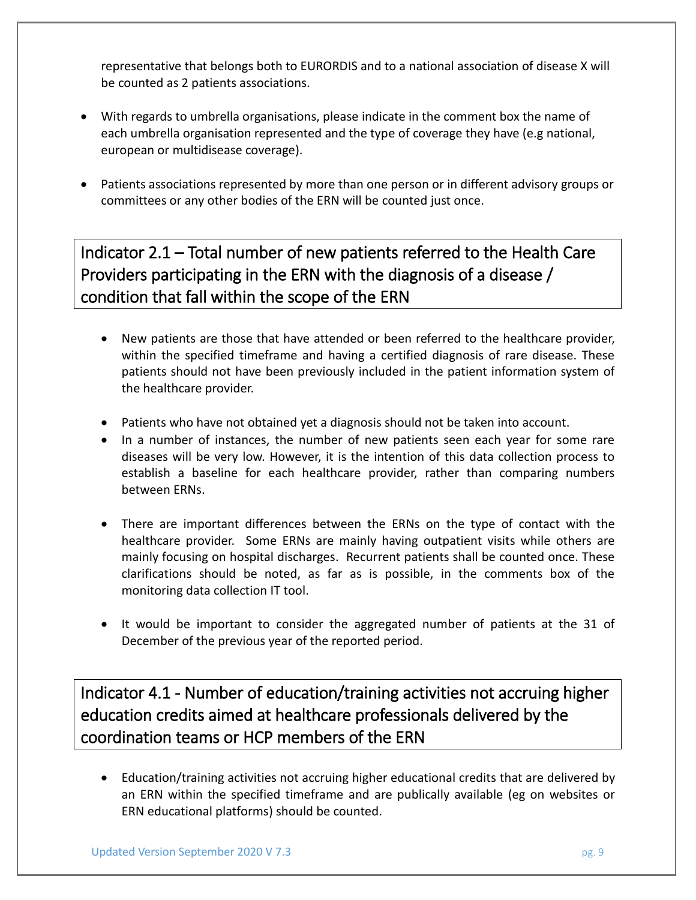representative that belongs both to EURORDIS and to a national association of disease X will be counted as 2 patients associations.

- With regards to umbrella organisations, please indicate in the comment box the name of each umbrella organisation represented and the type of coverage they have (e.g national, european or multidisease coverage).
- Patients associations represented by more than one person or in different advisory groups or committees or any other bodies of the ERN will be counted just once.

## Indicator 2.1 – Total number of new patients referred to the Health Care Providers participating in the ERN with the diagnosis of a disease / condition that fall within the scope of the ERN

- New patients are those that have attended or been referred to the healthcare provider, within the specified timeframe and having a certified diagnosis of rare disease. These patients should not have been previously included in the patient information system of the healthcare provider.
- Patients who have not obtained yet a diagnosis should not be taken into account.
- In a number of instances, the number of new patients seen each year for some rare diseases will be very low. However, it is the intention of this data collection process to establish a baseline for each healthcare provider, rather than comparing numbers between ERNs.
- There are important differences between the ERNs on the type of contact with the healthcare provider. Some ERNs are mainly having outpatient visits while others are mainly focusing on hospital discharges. Recurrent patients shall be counted once. These clarifications should be noted, as far as is possible, in the comments box of the monitoring data collection IT tool.
- It would be important to consider the aggregated number of patients at the 31 of December of the previous year of the reported period.

## Indicator 4.1 - Number of education/training activities not accruing higher education credits aimed at healthcare professionals delivered by the coordination teams or HCP members of the ERN

- Education/training activities not accruing higher educational credits that are delivered by an ERN within the specified timeframe and are publically available (eg on websites or ERN educational platforms) should be counted.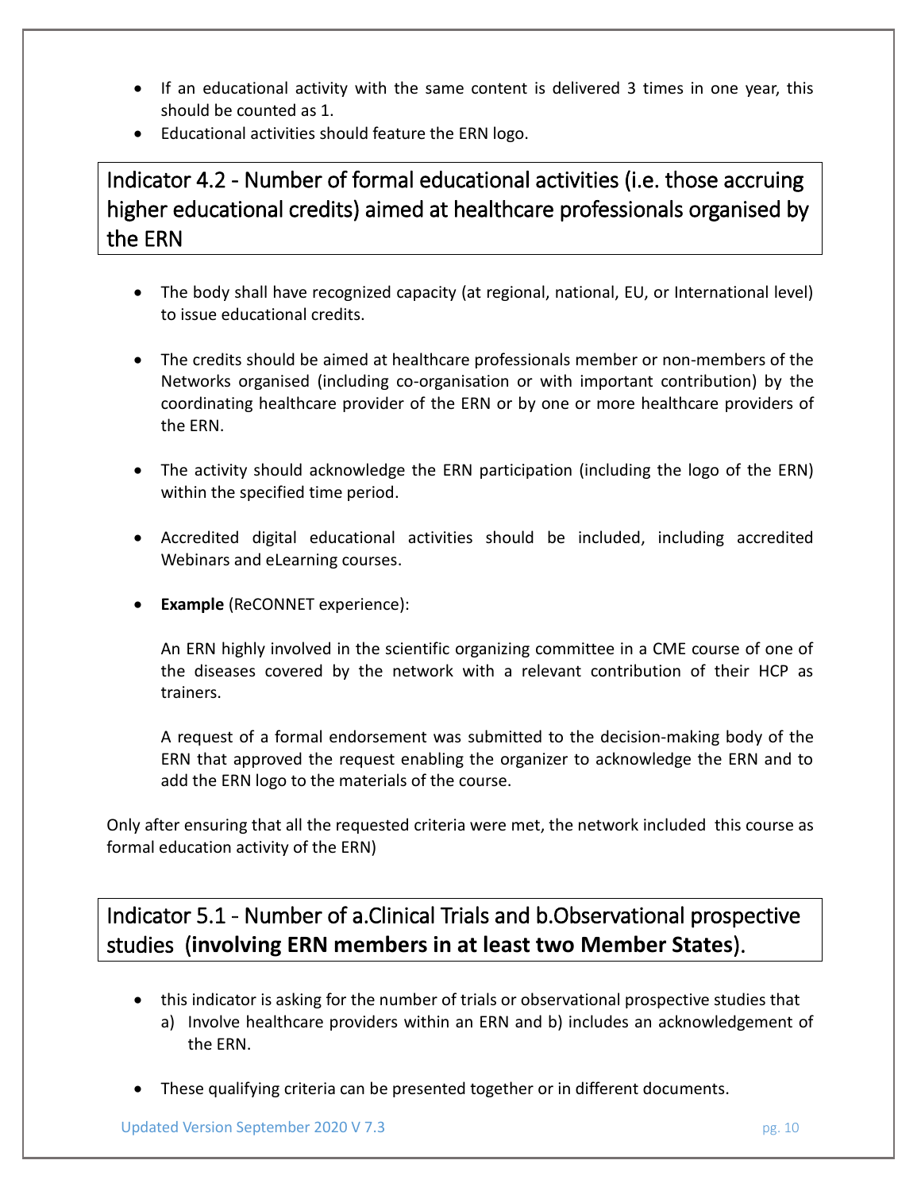- If an educational activity with the same content is delivered 3 times in one year, this should be counted as 1.
- Educational activities should feature the ERN logo.

## Indicator 4.2 - Number of formal educational activities (i.e. those accruing higher educational credits) aimed at healthcare professionals organised by the ERN

- The body shall have recognized capacity (at regional, national, EU, or International level) to issue educational credits.

- The credits should be aimed at healthcare professionals member or non-members of the Networks organised (including co-organisation or with important contribution) by the coordinating healthcare provider of the ERN or by one or more healthcare providers of the ERN.

- The activity should acknowledge the ERN participation (including the logo of the ERN) within the specified time period.

- Accredited digital educational activities should be included, including accredited Webinars and eLearning courses.

- **Example** (ReCONNET experience):

  An ERN highly involved in the scientific organizing committee in a CME course of one of the diseases covered by the network with a relevant contribution of their HCP as trainers.

  A request of a formal endorsement was submitted to the decision-making body of the ERN that approved the request enabling the organizer to acknowledge the ERN and to add the ERN logo to the materials of the course.

Only after ensuring that all the requested criteria were met, the network included this course as formal education activity of the ERN)

## Indicator 5.1 - Number of a.Clinical Trials and b.Observational prospective studies (**involving ERN members in at least two Member States**).

- this indicator is asking for the number of trials or observational prospective studies that
  a) Involve healthcare providers within an ERN and b) includes an acknowledgement of the ERN.

- These qualifying criteria can be presented together or in different documents.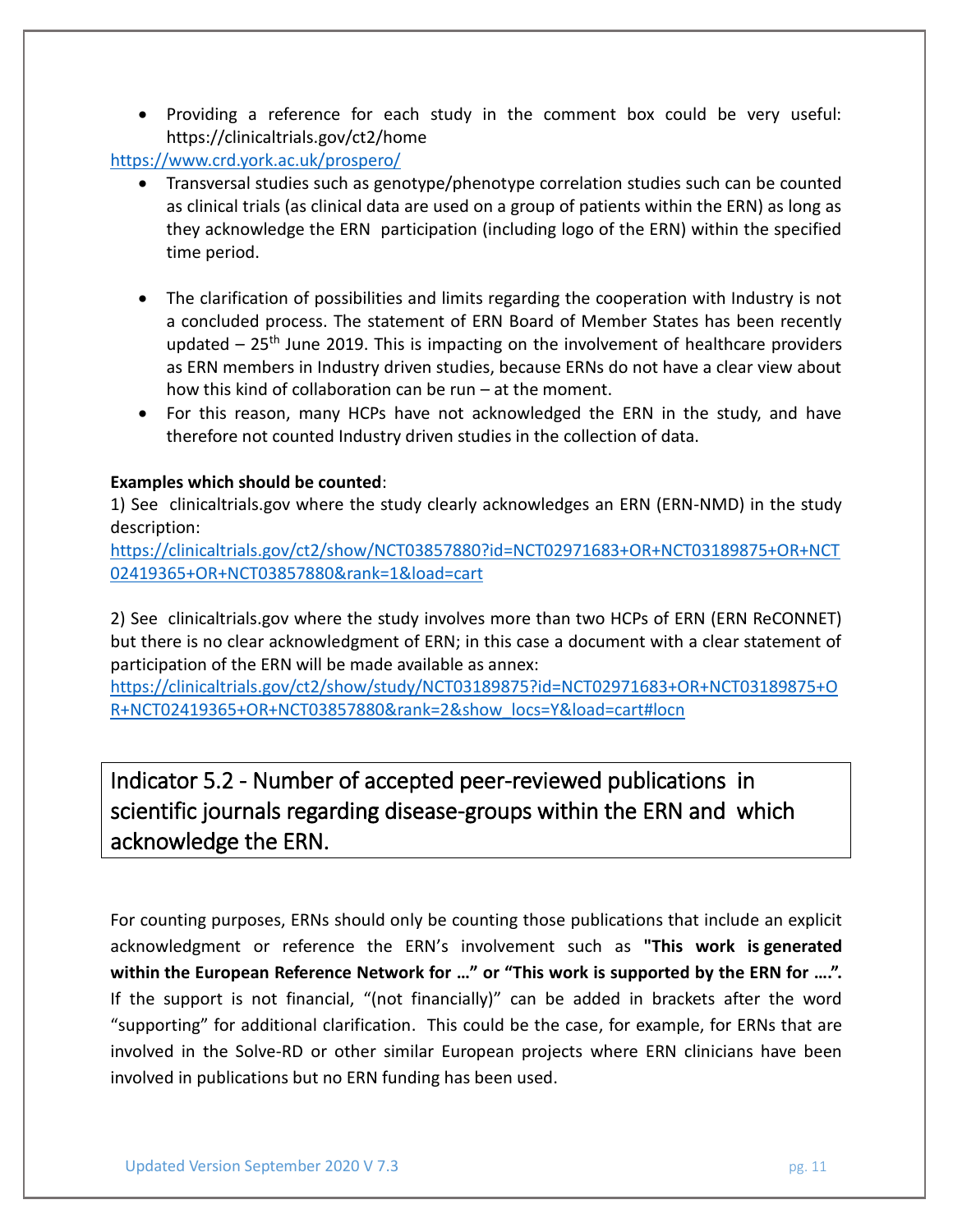- Providing a reference for each study in the comment box could be very useful: https://clinicaltrials.gov/ct2/home

https://www.crd.york.ac.uk/prospero/

- Transversal studies such as genotype/phenotype correlation studies such can be counted as clinical trials (as clinical data are used on a group of patients within the ERN) as long as they acknowledge the ERN participation (including logo of the ERN) within the specified time period.

- The clarification of possibilities and limits regarding the cooperation with Industry is not a concluded process. The statement of ERN Board of Member States has been recently updated – 25th June 2019. This is impacting on the involvement of healthcare providers as ERN members in Industry driven studies, because ERNs do not have a clear view about how this kind of collaboration can be run – at the moment.
- For this reason, many HCPs have not acknowledged the ERN in the study, and have therefore not counted Industry driven studies in the collection of data.

**Examples which should be counted**:

1) See clinicaltrials.gov where the study clearly acknowledges an ERN (ERN-NMD) in the study description:
https://clinicaltrials.gov/ct2/show/NCT03857880?id=NCT02971683+OR+NCT03189875+OR+NCT02419365+OR+NCT03857880&rank=1&load=cart

2) See clinicaltrials.gov where the study involves more than two HCPs of ERN (ERN ReCONNET) but there is no clear acknowledgment of ERN; in this case a document with a clear statement of participation of the ERN will be made available as annex:
https://clinicaltrials.gov/ct2/show/study/NCT03189875?id=NCT02971683+OR+NCT03189875+OR+NCT02419365+OR+NCT03857880&rank=2&show_locs=Y&load=cart#locn

## Indicator 5.2 - Number of accepted peer-reviewed publications in scientific journals regarding disease-groups within the ERN and which acknowledge the ERN.

For counting purposes, ERNs should only be counting those publications that include an explicit acknowledgment or reference the ERN's involvement such as **"This work is generated within the European Reference Network for …" or "This work is supported by the ERN for ….".** If the support is not financial, "(not financially)" can be added in brackets after the word "supporting" for additional clarification. This could be the case, for example, for ERNs that are involved in the Solve-RD or other similar European projects where ERN clinicians have been involved in publications but no ERN funding has been used.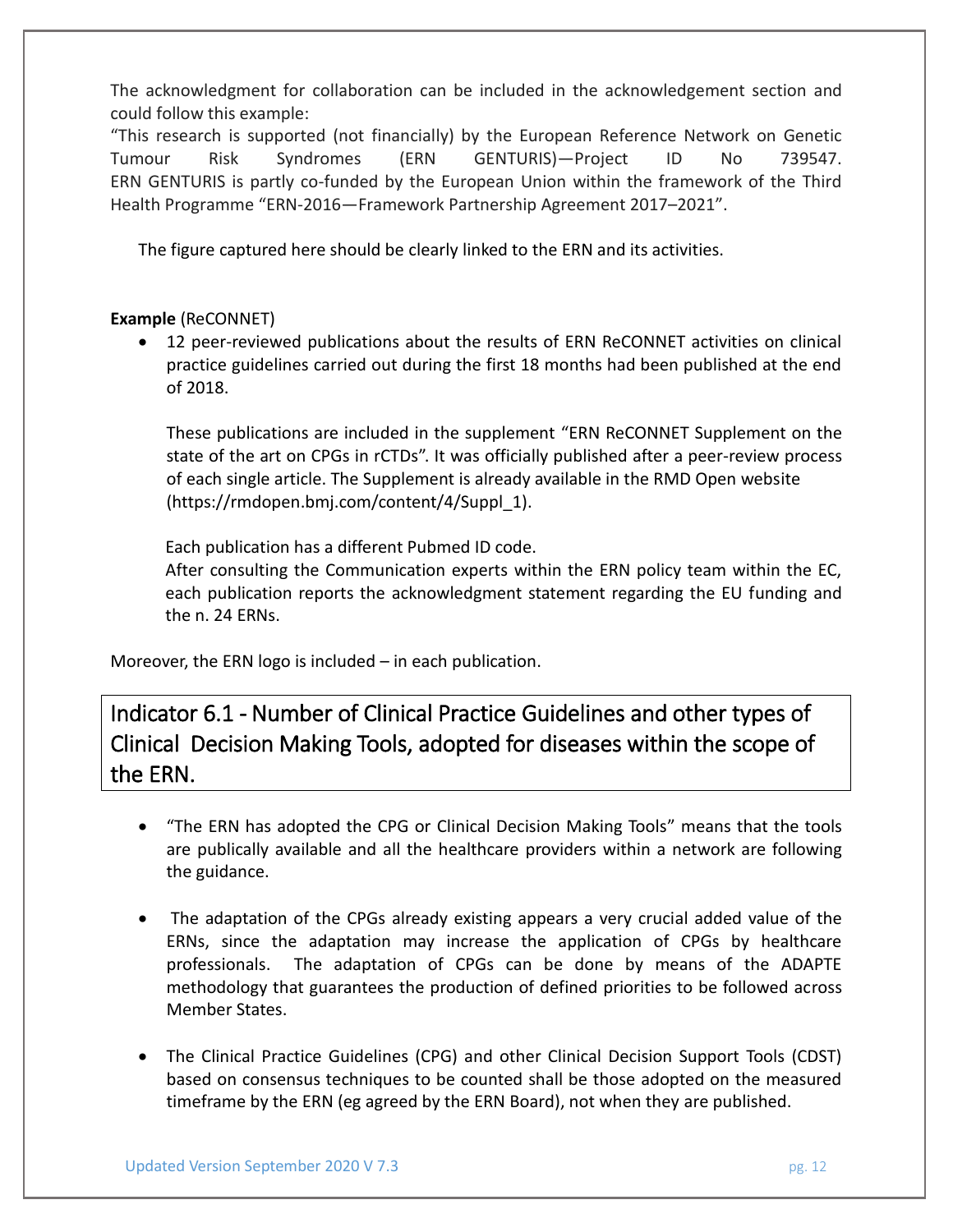The acknowledgment for collaboration can be included in the acknowledgement section and could follow this example:
"This research is supported (not financially) by the European Reference Network on Genetic Tumour Risk Syndromes (ERN GENTURIS)—Project ID No 739547. ERN GENTURIS is partly co-funded by the European Union within the framework of the Third Health Programme "ERN-2016—Framework Partnership Agreement 2017–2021".

The figure captured here should be clearly linked to the ERN and its activities.

**Example** (ReCONNET)

- 12 peer-reviewed publications about the results of ERN ReCONNET activities on clinical practice guidelines carried out during the first 18 months had been published at the end of 2018.

  These publications are included in the supplement "ERN ReCONNET Supplement on the state of the art on CPGs in rCTDs". It was officially published after a peer-review process of each single article. The Supplement is already available in the RMD Open website (https://rmdopen.bmj.com/content/4/Suppl_1).

  Each publication has a different Pubmed ID code.
  After consulting the Communication experts within the ERN policy team within the EC, each publication reports the acknowledgment statement regarding the EU funding and the n. 24 ERNs.

Moreover, the ERN logo is included – in each publication.

## Indicator 6.1 - Number of Clinical Practice Guidelines and other types of Clinical Decision Making Tools, adopted for diseases within the scope of the ERN.

- "The ERN has adopted the CPG or Clinical Decision Making Tools" means that the tools are publically available and all the healthcare providers within a network are following the guidance.

- The adaptation of the CPGs already existing appears a very crucial added value of the ERNs, since the adaptation may increase the application of CPGs by healthcare professionals. The adaptation of CPGs can be done by means of the ADAPTE methodology that guarantees the production of defined priorities to be followed across Member States.

- The Clinical Practice Guidelines (CPG) and other Clinical Decision Support Tools (CDST) based on consensus techniques to be counted shall be those adopted on the measured timeframe by the ERN (eg agreed by the ERN Board), not when they are published.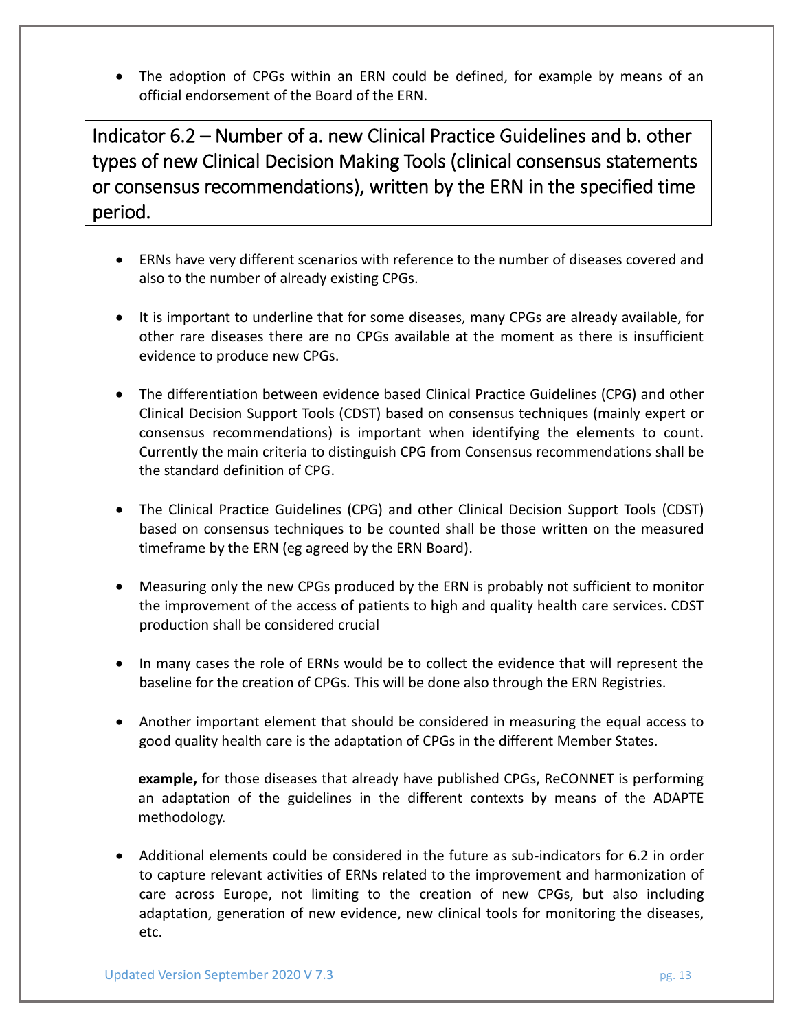- The adoption of CPGs within an ERN could be defined, for example by means of an official endorsement of the Board of the ERN.

## Indicator 6.2 – Number of a. new Clinical Practice Guidelines and b. other types of new Clinical Decision Making Tools (clinical consensus statements or consensus recommendations), written by the ERN in the specified time period.

- ERNs have very different scenarios with reference to the number of diseases covered and also to the number of already existing CPGs.

- It is important to underline that for some diseases, many CPGs are already available, for other rare diseases there are no CPGs available at the moment as there is insufficient evidence to produce new CPGs.

- The differentiation between evidence based Clinical Practice Guidelines (CPG) and other Clinical Decision Support Tools (CDST) based on consensus techniques (mainly expert or consensus recommendations) is important when identifying the elements to count. Currently the main criteria to distinguish CPG from Consensus recommendations shall be the standard definition of CPG.

- The Clinical Practice Guidelines (CPG) and other Clinical Decision Support Tools (CDST) based on consensus techniques to be counted shall be those written on the measured timeframe by the ERN (eg agreed by the ERN Board).

- Measuring only the new CPGs produced by the ERN is probably not sufficient to monitor the improvement of the access of patients to high and quality health care services. CDST production shall be considered crucial

- In many cases the role of ERNs would be to collect the evidence that will represent the baseline for the creation of CPGs. This will be done also through the ERN Registries.

- Another important element that should be considered in measuring the equal access to good quality health care is the adaptation of CPGs in the different Member States.

  **example,** for those diseases that already have published CPGs, ReCONNET is performing an adaptation of the guidelines in the different contexts by means of the ADAPTE methodology.

- Additional elements could be considered in the future as sub-indicators for 6.2 in order to capture relevant activities of ERNs related to the improvement and harmonization of care across Europe, not limiting to the creation of new CPGs, but also including adaptation, generation of new evidence, new clinical tools for monitoring the diseases, etc.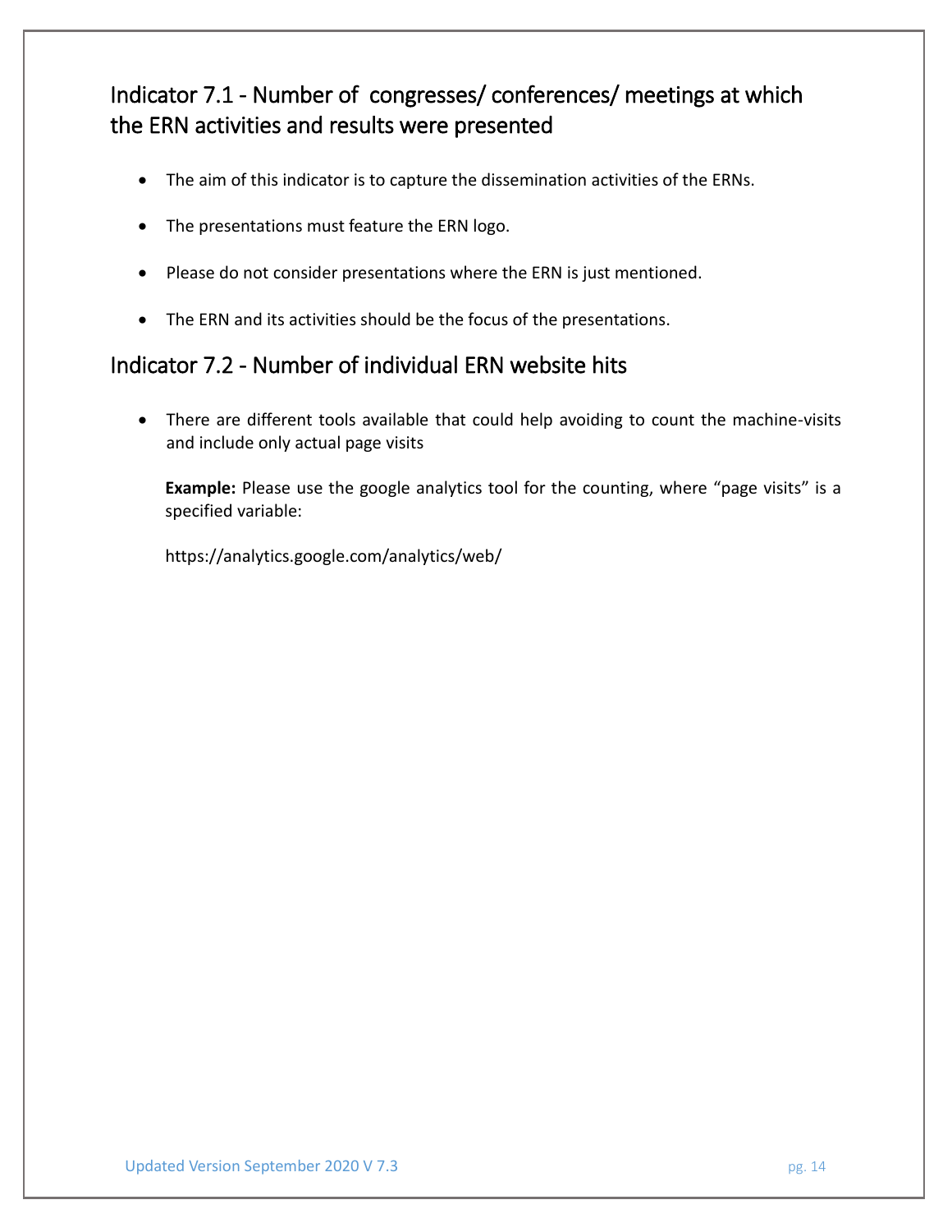## Indicator 7.1 - Number of congresses/ conferences/ meetings at which the ERN activities and results were presented

- The aim of this indicator is to capture the dissemination activities of the ERNs.
- The presentations must feature the ERN logo.
- Please do not consider presentations where the ERN is just mentioned.
- The ERN and its activities should be the focus of the presentations.

## Indicator 7.2 - Number of individual ERN website hits

- There are different tools available that could help avoiding to count the machine-visits and include only actual page visits

  **Example:** Please use the google analytics tool for the counting, where "page visits" is a specified variable:

  https://analytics.google.com/analytics/web/